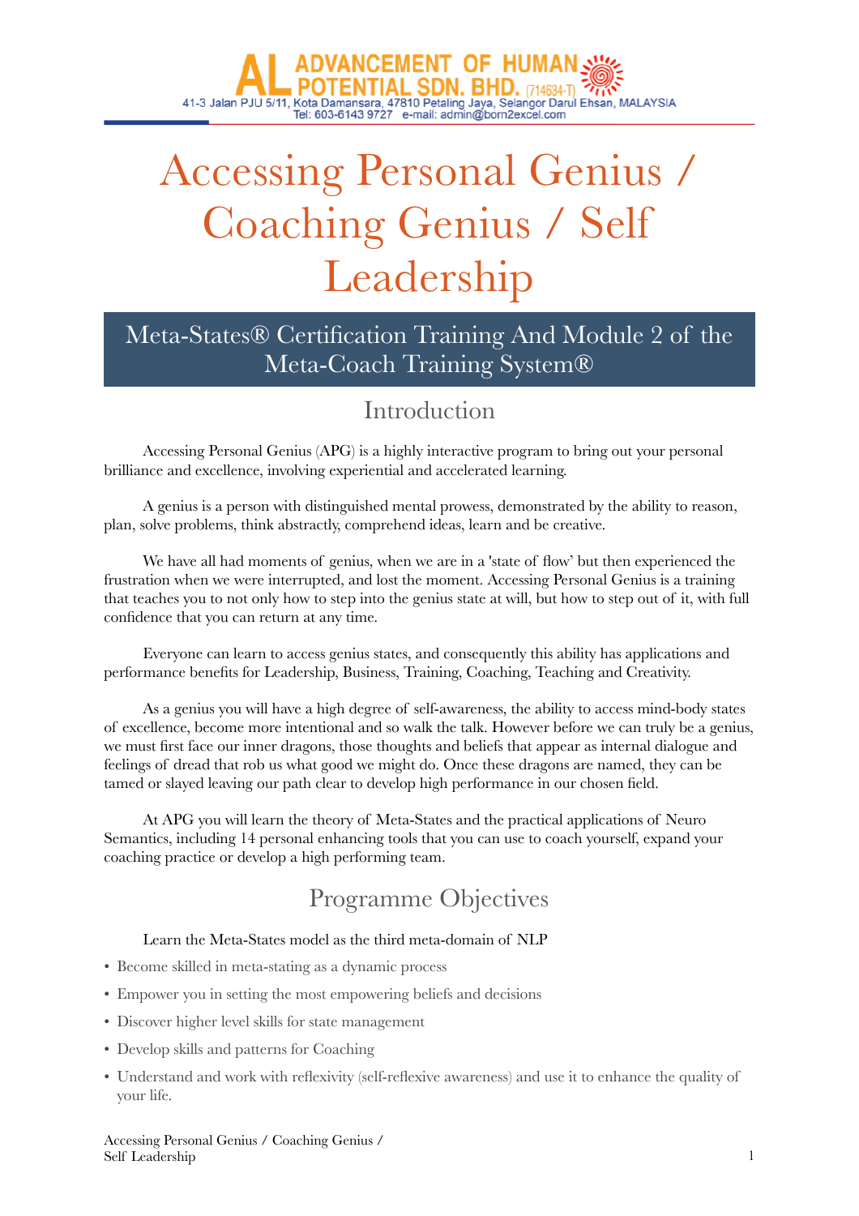AL ADVANCEMENT OF HUMAN POTENTIAL SDN. BHD. (714634-T)
41-3 Jalan PJU 5/11, Kota Damansara, 47810 Petaling Jaya, Selangor Darul Ehsan, MALAYSIA
Tel: 603-6143 9727 e-mail: admin@born2excel.com

# Accessing Personal Genius / Coaching Genius / Self Leadership

## Meta-States® Certification Training And Module 2 of the Meta-Coach Training System®

## Introduction

Accessing Personal Genius (APG) is a highly interactive program to bring out your personal brilliance and excellence, involving experiential and accelerated learning.

A genius is a person with distinguished mental prowess, demonstrated by the ability to reason, plan, solve problems, think abstractly, comprehend ideas, learn and be creative.

We have all had moments of genius, when we are in a 'state of flow' but then experienced the frustration when we were interrupted, and lost the moment. Accessing Personal Genius is a training that teaches you to not only how to step into the genius state at will, but how to step out of it, with full confidence that you can return at any time.

Everyone can learn to access genius states, and consequently this ability has applications and performance benefits for Leadership, Business, Training, Coaching, Teaching and Creativity.

As a genius you will have a high degree of self-awareness, the ability to access mind-body states of excellence, become more intentional and so walk the talk. However before we can truly be a genius, we must first face our inner dragons, those thoughts and beliefs that appear as internal dialogue and feelings of dread that rob us what good we might do. Once these dragons are named, they can be tamed or slayed leaving our path clear to develop high performance in our chosen field.

At APG you will learn the theory of Meta-States and the practical applications of Neuro Semantics, including 14 personal enhancing tools that you can use to coach yourself, expand your coaching practice or develop a high performing team.

## Programme Objectives

Learn the Meta-States model as the third meta-domain of NLP

- Become skilled in meta-stating as a dynamic process
- Empower you in setting the most empowering beliefs and decisions
- Discover higher level skills for state management
- Develop skills and patterns for Coaching
- Understand and work with reflexivity (self-reflexive awareness) and use it to enhance the quality of your life.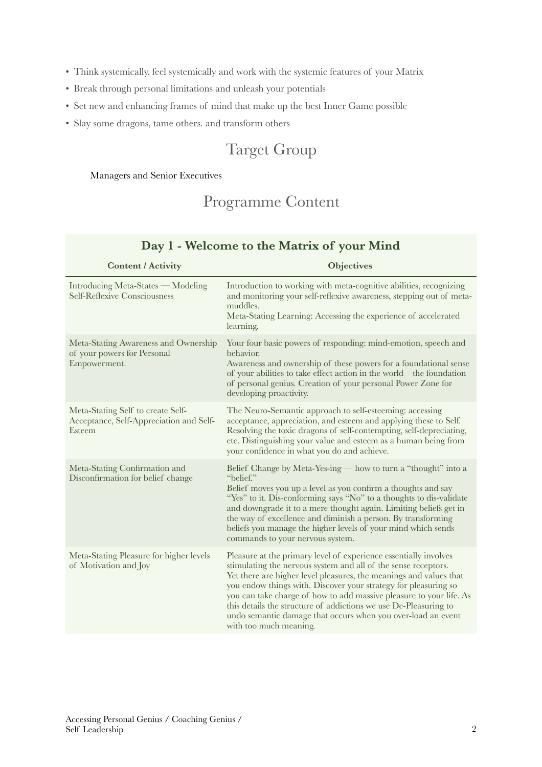- Think systemically, feel systemically and work with the systemic features of your Matrix
- Break through personal limitations and unleash your potentials
- Set new and enhancing frames of mind that make up the best Inner Game possible
- Slay some dragons, tame others. and transform others

## Target Group

Managers and Senior Executives

## Programme Content

### Day 1 - Welcome to the Matrix of your Mind

| Content / Activity | Objectives |
|---|---|
| Introducing Meta-States — Modeling Self-Reflexive Consciousness | Introduction to working with meta-cognitive abilities, recognizing and monitoring your self-reflexive awareness, stepping out of meta-muddles.<br>Meta-Stating Learning: Accessing the experience of accelerated learning. |
| Meta-Stating Awareness and Ownership of your powers for Personal Empowerment. | Your four basic powers of responding: mind-emotion, speech and behavior.<br>Awareness and ownership of these powers for a foundational sense of your abilities to take effect action in the world—the foundation of personal genius. Creation of your personal Power Zone for developing proactivity. |
| Meta-Stating Self to create Self-Acceptance, Self-Appreciation and Self-Esteem | The Neuro-Semantic approach to self-esteeming: accessing acceptance, appreciation, and esteem and applying these to Self. Resolving the toxic dragons of self-contempting, self-depreciating, etc. Distinguishing your value and esteem as a human being from your confidence in what you do and achieve. |
| Meta-Stating Confirmation and Disconfirmation for belief change | Belief Change by Meta-Yes-ing — how to turn a "thought" into a "belief."<br>Belief moves you up a level as you confirm a thoughts and say "Yes" to it. Dis-conforming says "No" to a thoughts to dis-validate and downgrade it to a mere thought again. Limiting beliefs get in the way of excellence and diminish a person. By transforming beliefs you manage the higher levels of your mind which sends commands to your nervous system. |
| Meta-Stating Pleasure for higher levels of Motivation and Joy | Pleasure at the primary level of experience essentially involves stimulating the nervous system and all of the sense receptors. Yet there are higher level pleasures, the meanings and values that you endow things with. Discover your strategy for pleasuring so you can take charge of how to add massive pleasure to your life. As this details the structure of addictions we use De-Pleasuring to undo semantic damage that occurs when you over-load an event with too much meaning. |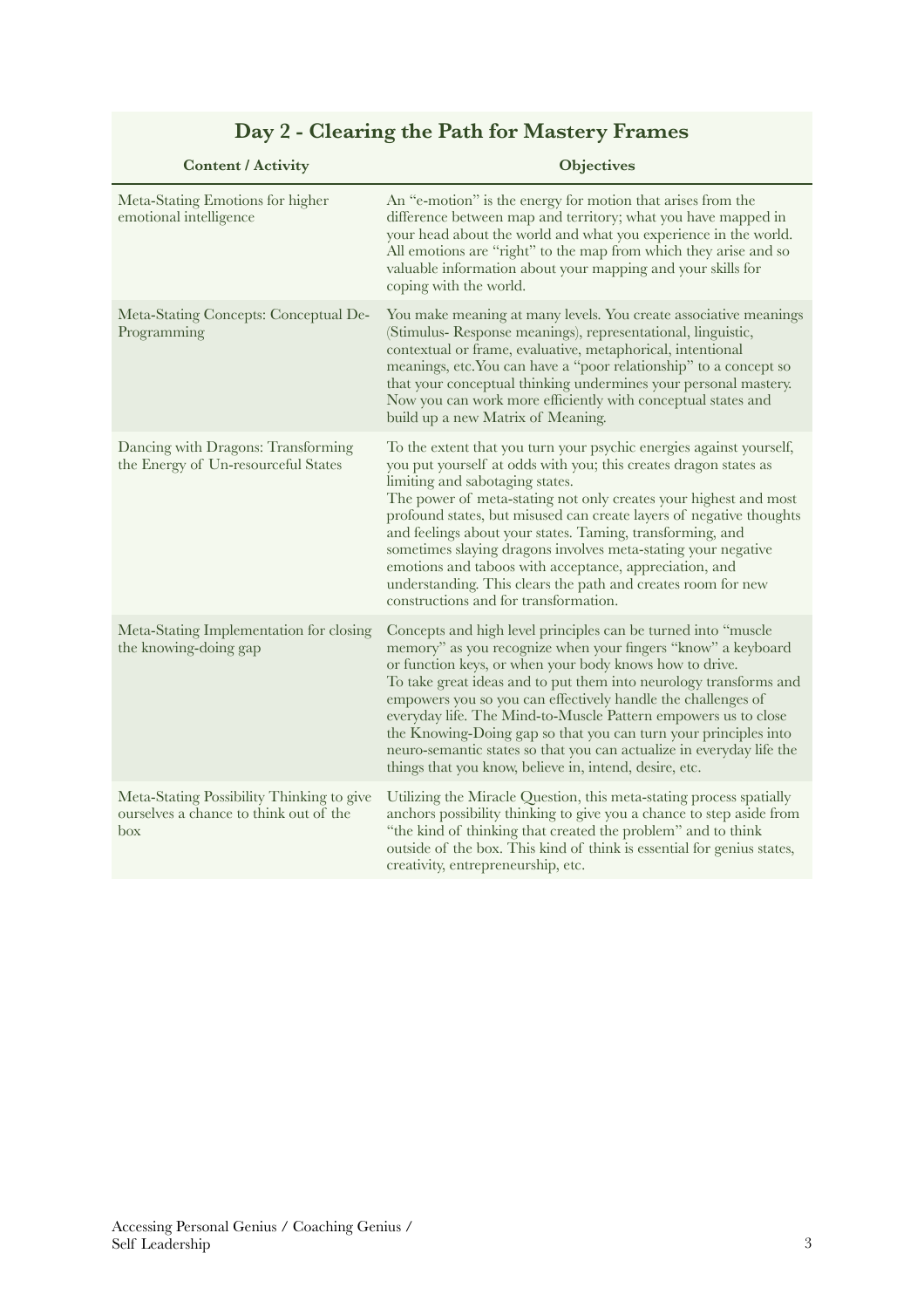## Day 2 - Clearing the Path for Mastery Frames

| Content / Activity | Objectives |
| --- | --- |
| Meta-Stating Emotions for higher emotional intelligence | An "e-motion" is the energy for motion that arises from the difference between map and territory; what you have mapped in your head about the world and what you experience in the world. All emotions are "right" to the map from which they arise and so valuable information about your mapping and your skills for coping with the world. |
| Meta-Stating Concepts: Conceptual De-Programming | You make meaning at many levels. You create associative meanings (Stimulus- Response meanings), representational, linguistic, contextual or frame, evaluative, metaphorical, intentional meanings, etc.You can have a "poor relationship" to a concept so that your conceptual thinking undermines your personal mastery. Now you can work more efficiently with conceptual states and build up a new Matrix of Meaning. |
| Dancing with Dragons: Transforming the Energy of Un-resourceful States | To the extent that you turn your psychic energies against yourself, you put yourself at odds with you; this creates dragon states as limiting and sabotaging states.<br>The power of meta-stating not only creates your highest and most profound states, but misused can create layers of negative thoughts and feelings about your states. Taming, transforming, and sometimes slaying dragons involves meta-stating your negative emotions and taboos with acceptance, appreciation, and understanding. This clears the path and creates room for new constructions and for transformation. |
| Meta-Stating Implementation for closing the knowing-doing gap | Concepts and high level principles can be turned into "muscle memory" as you recognize when your fingers "know" a keyboard or function keys, or when your body knows how to drive.<br>To take great ideas and to put them into neurology transforms and empowers you so you can effectively handle the challenges of everyday life. The Mind-to-Muscle Pattern empowers us to close the Knowing-Doing gap so that you can turn your principles into neuro-semantic states so that you can actualize in everyday life the things that you know, believe in, intend, desire, etc. |
| Meta-Stating Possibility Thinking to give ourselves a chance to think out of the box | Utilizing the Miracle Question, this meta-stating process spatially anchors possibility thinking to give you a chance to step aside from "the kind of thinking that created the problem" and to think outside of the box. This kind of think is essential for genius states, creativity, entrepreneurship, etc. |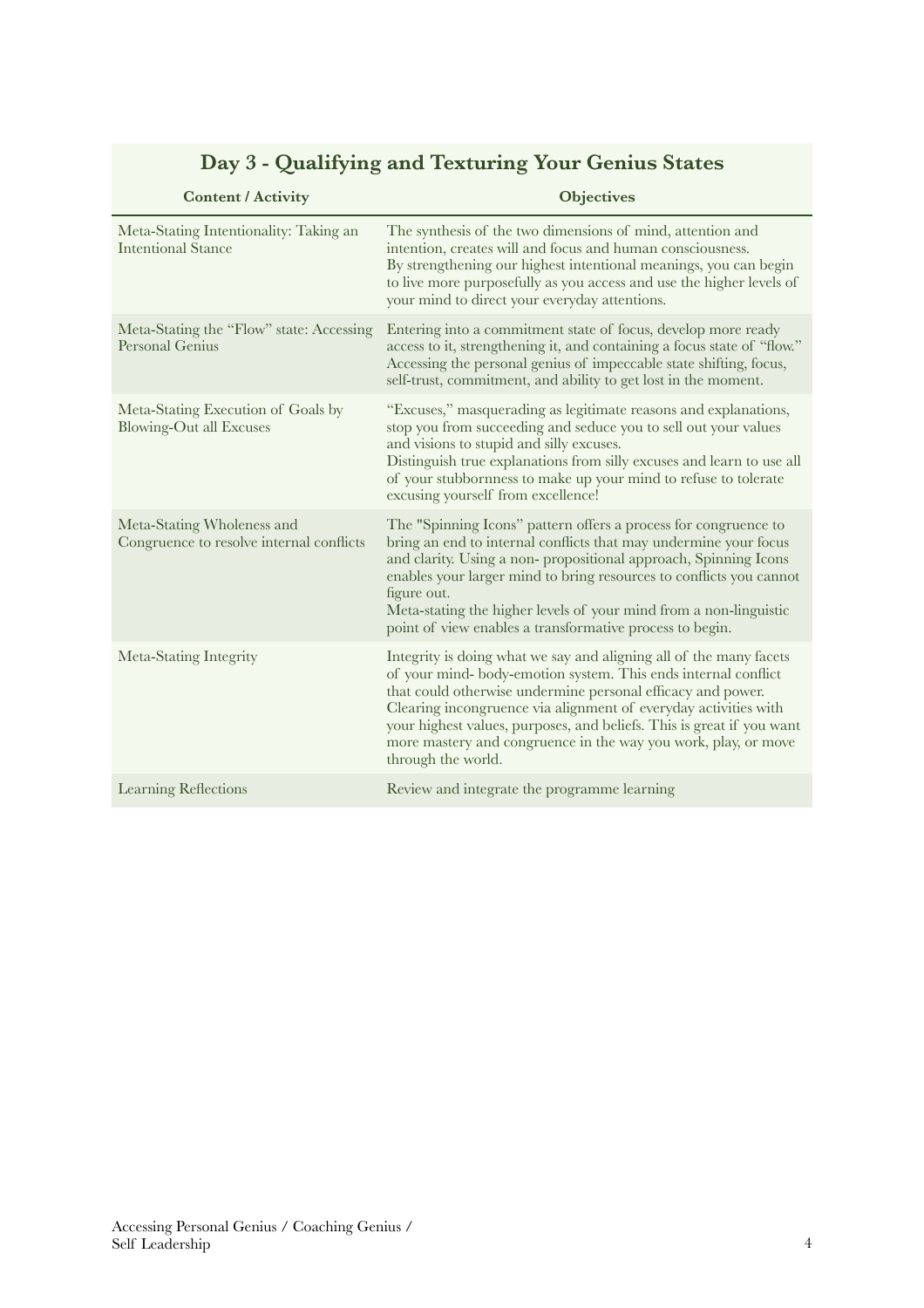## Day 3 - Qualifying and Texturing Your Genius States

| Content / Activity | Objectives |
|---|---|
| Meta-Stating Intentionality: Taking an Intentional Stance | The synthesis of the two dimensions of mind, attention and intention, creates will and focus and human consciousness. By strengthening our highest intentional meanings, you can begin to live more purposefully as you access and use the higher levels of your mind to direct your everyday attentions. |
| Meta-Stating the "Flow" state: Accessing Personal Genius | Entering into a commitment state of focus, develop more ready access to it, strengthening it, and containing a focus state of "flow." Accessing the personal genius of impeccable state shifting, focus, self-trust, commitment, and ability to get lost in the moment. |
| Meta-Stating Execution of Goals by Blowing-Out all Excuses | "Excuses," masquerading as legitimate reasons and explanations, stop you from succeeding and seduce you to sell out your values and visions to stupid and silly excuses. Distinguish true explanations from silly excuses and learn to use all of your stubbornness to make up your mind to refuse to tolerate excusing yourself from excellence! |
| Meta-Stating Wholeness and Congruence to resolve internal conflicts | The "Spinning Icons" pattern offers a process for congruence to bring an end to internal conflicts that may undermine your focus and clarity. Using a non- propositional approach, Spinning Icons enables your larger mind to bring resources to conflicts you cannot figure out. Meta-stating the higher levels of your mind from a non-linguistic point of view enables a transformative process to begin. |
| Meta-Stating Integrity | Integrity is doing what we say and aligning all of the many facets of your mind- body-emotion system. This ends internal conflict that could otherwise undermine personal efficacy and power. Clearing incongruence via alignment of everyday activities with your highest values, purposes, and beliefs. This is great if you want more mastery and congruence in the way you work, play, or move through the world. |
| Learning Reflections | Review and integrate the programme learning |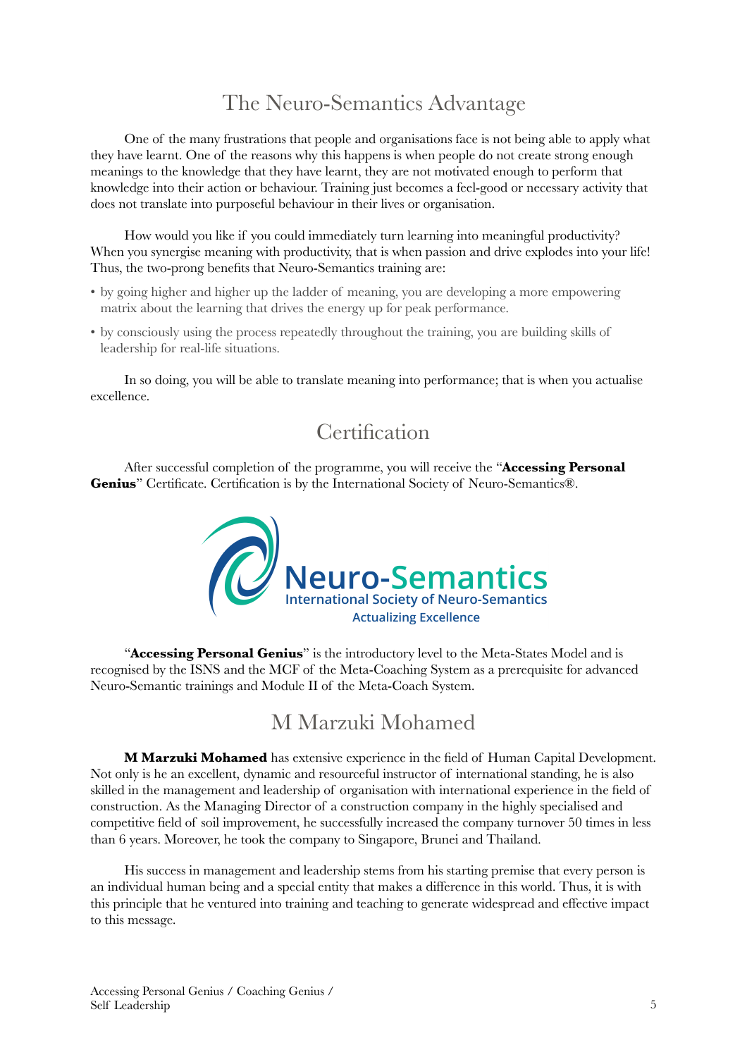## The Neuro-Semantics Advantage

One of the many frustrations that people and organisations face is not being able to apply what they have learnt. One of the reasons why this happens is when people do not create strong enough meanings to the knowledge that they have learnt, they are not motivated enough to perform that knowledge into their action or behaviour. Training just becomes a feel-good or necessary activity that does not translate into purposeful behaviour in their lives or organisation.

How would you like if you could immediately turn learning into meaningful productivity? When you synergise meaning with productivity, that is when passion and drive explodes into your life! Thus, the two-prong benefits that Neuro-Semantics training are:

- by going higher and higher up the ladder of meaning, you are developing a more empowering matrix about the learning that drives the energy up for peak performance.
- by consciously using the process repeatedly throughout the training, you are building skills of leadership for real-life situations.

In so doing, you will be able to translate meaning into performance; that is when you actualise excellence.

## Certification

After successful completion of the programme, you will receive the "**Accessing Personal Genius**" Certificate. Certification is by the International Society of Neuro-Semantics®.

Neuro-Semantics
International Society of Neuro-Semantics
Actualizing Excellence

"**Accessing Personal Genius**" is the introductory level to the Meta-States Model and is recognised by the ISNS and the MCF of the Meta-Coaching System as a prerequisite for advanced Neuro-Semantic trainings and Module II of the Meta-Coach System.

## M Marzuki Mohamed

**M Marzuki Mohamed** has extensive experience in the field of Human Capital Development. Not only is he an excellent, dynamic and resourceful instructor of international standing, he is also skilled in the management and leadership of organisation with international experience in the field of construction. As the Managing Director of a construction company in the highly specialised and competitive field of soil improvement, he successfully increased the company turnover 50 times in less than 6 years. Moreover, he took the company to Singapore, Brunei and Thailand.

His success in management and leadership stems from his starting premise that every person is an individual human being and a special entity that makes a difference in this world. Thus, it is with this principle that he ventured into training and teaching to generate widespread and effective impact to this message.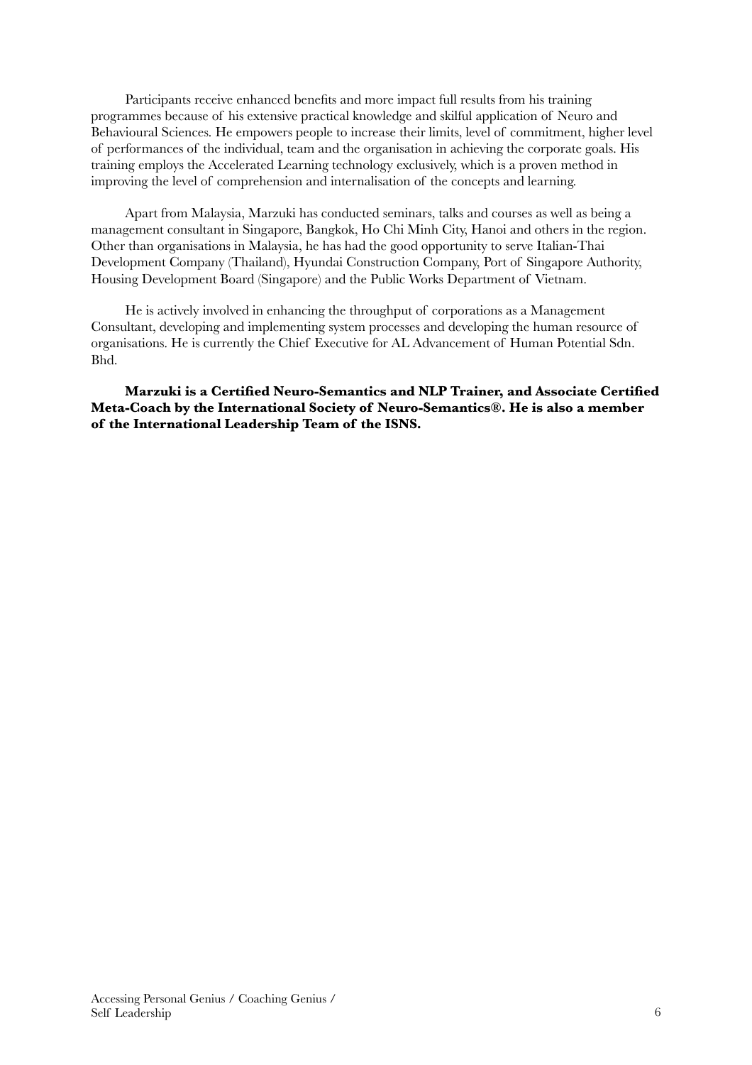Participants receive enhanced benefits and more impact full results from his training programmes because of his extensive practical knowledge and skilful application of Neuro and Behavioural Sciences. He empowers people to increase their limits, level of commitment, higher level of performances of the individual, team and the organisation in achieving the corporate goals. His training employs the Accelerated Learning technology exclusively, which is a proven method in improving the level of comprehension and internalisation of the concepts and learning.

Apart from Malaysia, Marzuki has conducted seminars, talks and courses as well as being a management consultant in Singapore, Bangkok, Ho Chi Minh City, Hanoi and others in the region. Other than organisations in Malaysia, he has had the good opportunity to serve Italian-Thai Development Company (Thailand), Hyundai Construction Company, Port of Singapore Authority, Housing Development Board (Singapore) and the Public Works Department of Vietnam.

He is actively involved in enhancing the throughput of corporations as a Management Consultant, developing and implementing system processes and developing the human resource of organisations. He is currently the Chief Executive for AL Advancement of Human Potential Sdn. Bhd.

**Marzuki is a Certified Neuro-Semantics and NLP Trainer, and Associate Certified Meta-Coach by the International Society of Neuro-Semantics®. He is also a member of the International Leadership Team of the ISNS.**